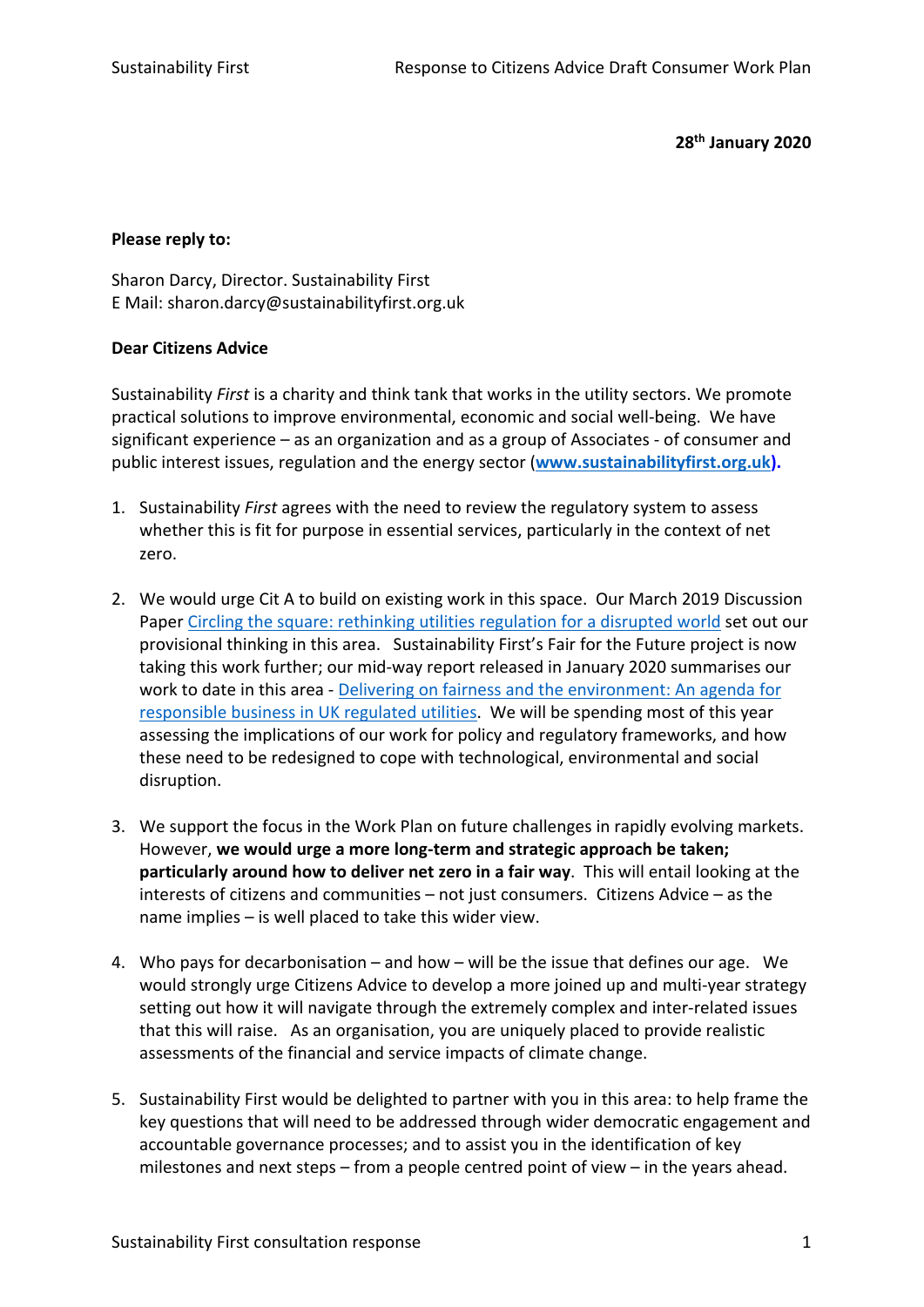28th January 2020

**Please reply to:**

Sharon Darcy, Director. Sustainability First
E Mail: sharon.darcy@sustainabilityfirst.org.uk

**Dear Citizens Advice**

Sustainability *First* is a charity and think tank that works in the utility sectors. We promote practical solutions to improve environmental, economic and social well-being. We have significant experience – as an organization and as a group of Associates - of consumer and public interest issues, regulation and the energy sector (**www.sustainabilityfirst.org.uk).**

1. Sustainability *First* agrees with the need to review the regulatory system to assess whether this is fit for purpose in essential services, particularly in the context of net zero.

2. We would urge Cit A to build on existing work in this space. Our March 2019 Discussion Paper Circling the square: rethinking utilities regulation for a disrupted world set out our provisional thinking in this area. Sustainability First's Fair for the Future project is now taking this work further; our mid-way report released in January 2020 summarises our work to date in this area - Delivering on fairness and the environment: An agenda for responsible business in UK regulated utilities. We will be spending most of this year assessing the implications of our work for policy and regulatory frameworks, and how these need to be redesigned to cope with technological, environmental and social disruption.

3. We support the focus in the Work Plan on future challenges in rapidly evolving markets. However, **we would urge a more long-term and strategic approach be taken; particularly around how to deliver net zero in a fair way**. This will entail looking at the interests of citizens and communities – not just consumers. Citizens Advice – as the name implies – is well placed to take this wider view.

4. Who pays for decarbonisation – and how – will be the issue that defines our age. We would strongly urge Citizens Advice to develop a more joined up and multi-year strategy setting out how it will navigate through the extremely complex and inter-related issues that this will raise. As an organisation, you are uniquely placed to provide realistic assessments of the financial and service impacts of climate change.

5. Sustainability First would be delighted to partner with you in this area: to help frame the key questions that will need to be addressed through wider democratic engagement and accountable governance processes; and to assist you in the identification of key milestones and next steps – from a people centred point of view – in the years ahead.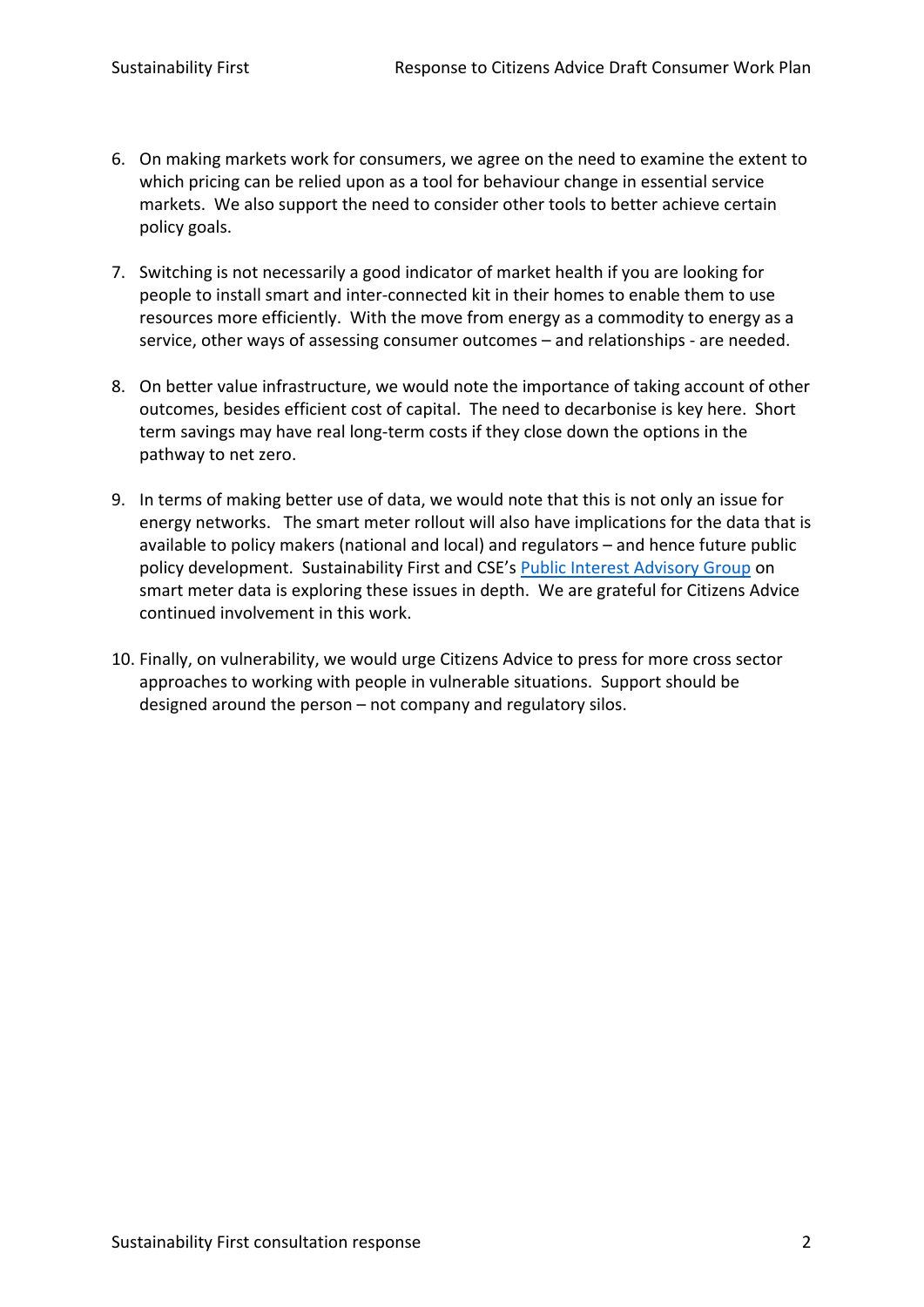6. On making markets work for consumers, we agree on the need to examine the extent to which pricing can be relied upon as a tool for behaviour change in essential service markets. We also support the need to consider other tools to better achieve certain policy goals.

7. Switching is not necessarily a good indicator of market health if you are looking for people to install smart and inter-connected kit in their homes to enable them to use resources more efficiently. With the move from energy as a commodity to energy as a service, other ways of assessing consumer outcomes – and relationships - are needed.

8. On better value infrastructure, we would note the importance of taking account of other outcomes, besides efficient cost of capital. The need to decarbonise is key here. Short term savings may have real long-term costs if they close down the options in the pathway to net zero.

9. In terms of making better use of data, we would note that this is not only an issue for energy networks. The smart meter rollout will also have implications for the data that is available to policy makers (national and local) and regulators – and hence future public policy development. Sustainability First and CSE's Public Interest Advisory Group on smart meter data is exploring these issues in depth. We are grateful for Citizens Advice continued involvement in this work.

10. Finally, on vulnerability, we would urge Citizens Advice to press for more cross sector approaches to working with people in vulnerable situations. Support should be designed around the person – not company and regulatory silos.